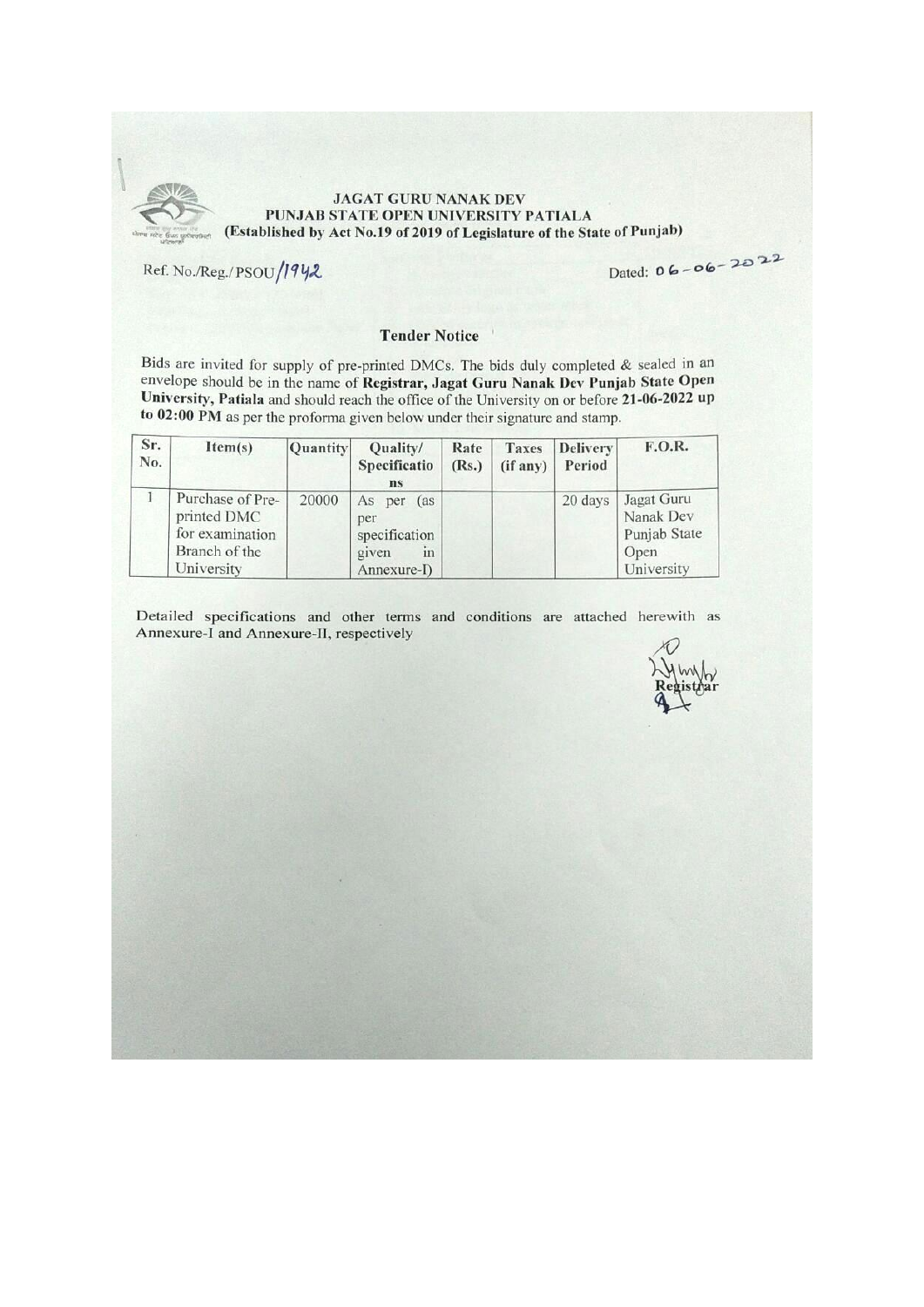**JAGAT GURU NANAK DEV**
**PUNJAB STATE OPEN UNIVERSITY PATIALA**
**(Established by Act No.19 of 2019 of Legislature of the State of Punjab)**

Ref. No./Reg./PSOU/1942

Dated: 06-06-2022

## Tender Notice

Bids are invited for supply of pre-printed DMCs. The bids duly completed & sealed in an envelope should be in the name of **Registrar, Jagat Guru Nanak Dev Punjab State Open University, Patiala** and should reach the office of the University on or before **21-06-2022 up to 02:00 PM** as per the proforma given below under their signature and stamp.

| Sr. No. | Item(s) | Quantity | Quality/ Specifications | Rate (Rs.) | Taxes (if any) | Delivery Period | F.O.R. |
|---|---|---|---|---|---|---|---|
| 1 | Purchase of Pre-printed DMC for examination Branch of the University | 20000 | As per (as per specification given in Annexure-I) | | | 20 days | Jagat Guru Nanak Dev Punjab State Open University |

Detailed specifications and other terms and conditions are attached herewith as Annexure-I and Annexure-II, respectively

Registrar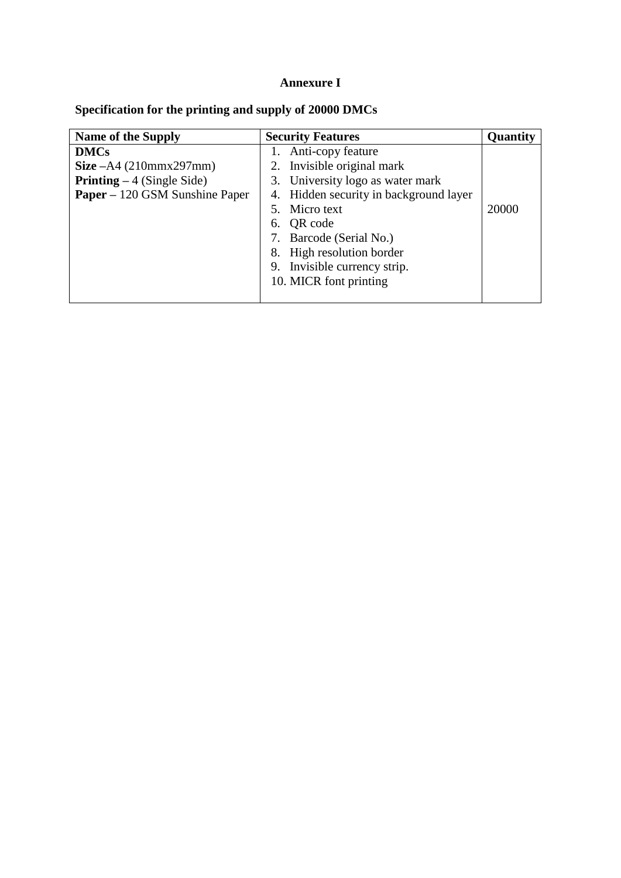# Annexure I

**Specification for the printing and supply of 20000 DMCs**

| Name of the Supply | Security Features | Quantity |
|---|---|---|
| **DMCs**<br>**Size** –A4 (210mmx297mm)<br>**Printing** – 4 (Single Side)<br>**Paper** – 120 GSM Sunshine Paper | 1. Anti-copy feature<br>2. Invisible original mark<br>3. University logo as water mark<br>4. Hidden security in background layer<br>5. Micro text<br>6. QR code<br>7. Barcode (Serial No.)<br>8. High resolution border<br>9. Invisible currency strip.<br>10. MICR font printing | 20000 |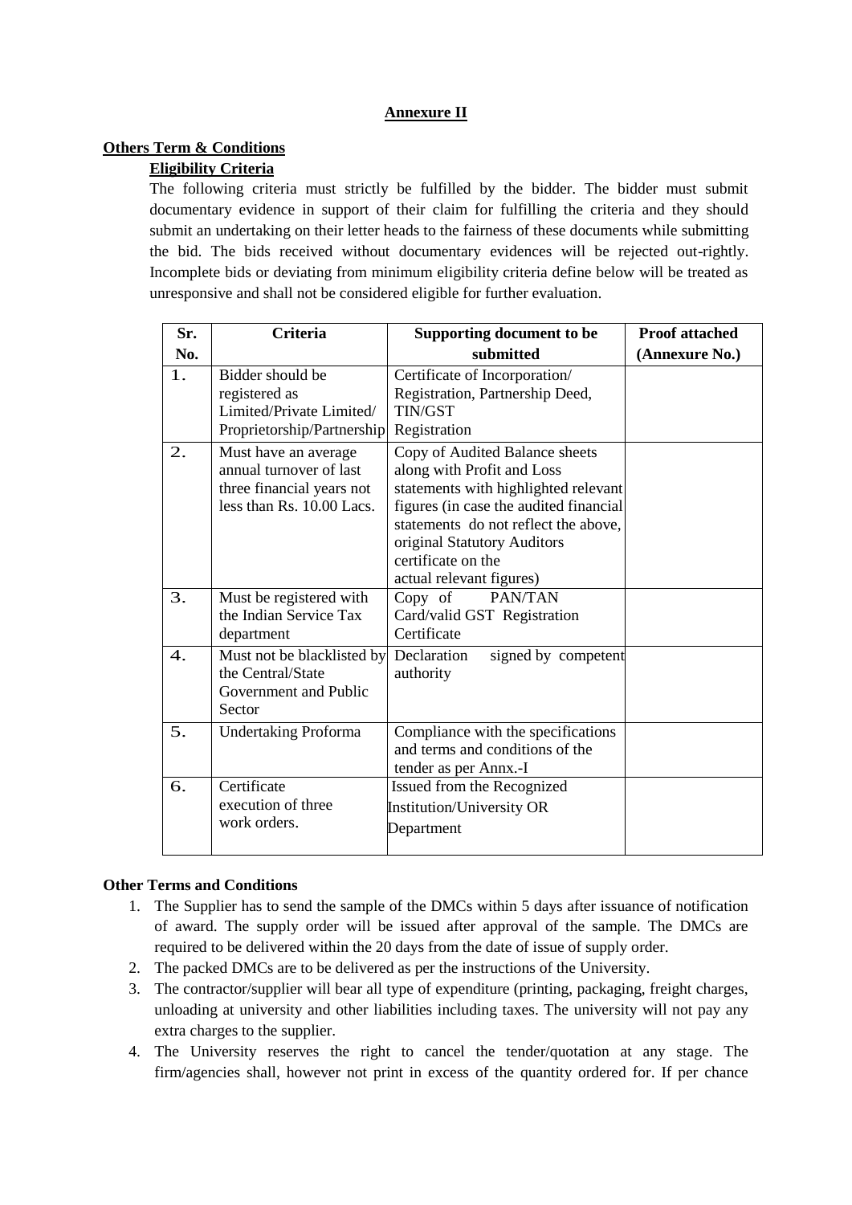**<u>Annexure II</u>**

**<u>Others Term & Conditions</u>**

**<u>Eligibility Criteria</u>**

The following criteria must strictly be fulfilled by the bidder. The bidder must submit documentary evidence in support of their claim for fulfilling the criteria and they should submit an undertaking on their letter heads to the fairness of these documents while submitting the bid. The bids received without documentary evidences will be rejected out-rightly. Incomplete bids or deviating from minimum eligibility criteria define below will be treated as unresponsive and shall not be considered eligible for further evaluation.

| Sr. No. | Criteria | Supporting document to be submitted | Proof attached (Annexure No.) |
|---|---|---|---|
| 1. | Bidder should be registered as Limited/Private Limited/ Proprietorship/Partnership | Certificate of Incorporation/ Registration, Partnership Deed, TIN/GST Registration | |
| 2. | Must have an average annual turnover of last three financial years not less than Rs. 10.00 Lacs. | Copy of Audited Balance sheets along with Profit and Loss statements with highlighted relevant figures (in case the audited financial statements do not reflect the above, original Statutory Auditors certificate on the actual relevant figures) | |
| 3. | Must be registered with the Indian Service Tax department | Copy of PAN/TAN Card/valid GST Registration Certificate | |
| 4. | Must not be blacklisted by the Central/State Government and Public Sector | Declaration signed by competent authority | |
| 5. | Undertaking Proforma | Compliance with the specifications and terms and conditions of the tender as per Annx.-I | |
| 6. | Certificate execution of three work orders. | Issued from the Recognized Institution/University OR Department | |

**Other Terms and Conditions**

1. The Supplier has to send the sample of the DMCs within 5 days after issuance of notification of award. The supply order will be issued after approval of the sample. The DMCs are required to be delivered within the 20 days from the date of issue of supply order.
2. The packed DMCs are to be delivered as per the instructions of the University.
3. The contractor/supplier will bear all type of expenditure (printing, packaging, freight charges, unloading at university and other liabilities including taxes. The university will not pay any extra charges to the supplier.
4. The University reserves the right to cancel the tender/quotation at any stage. The firm/agencies shall, however not print in excess of the quantity ordered for. If per chance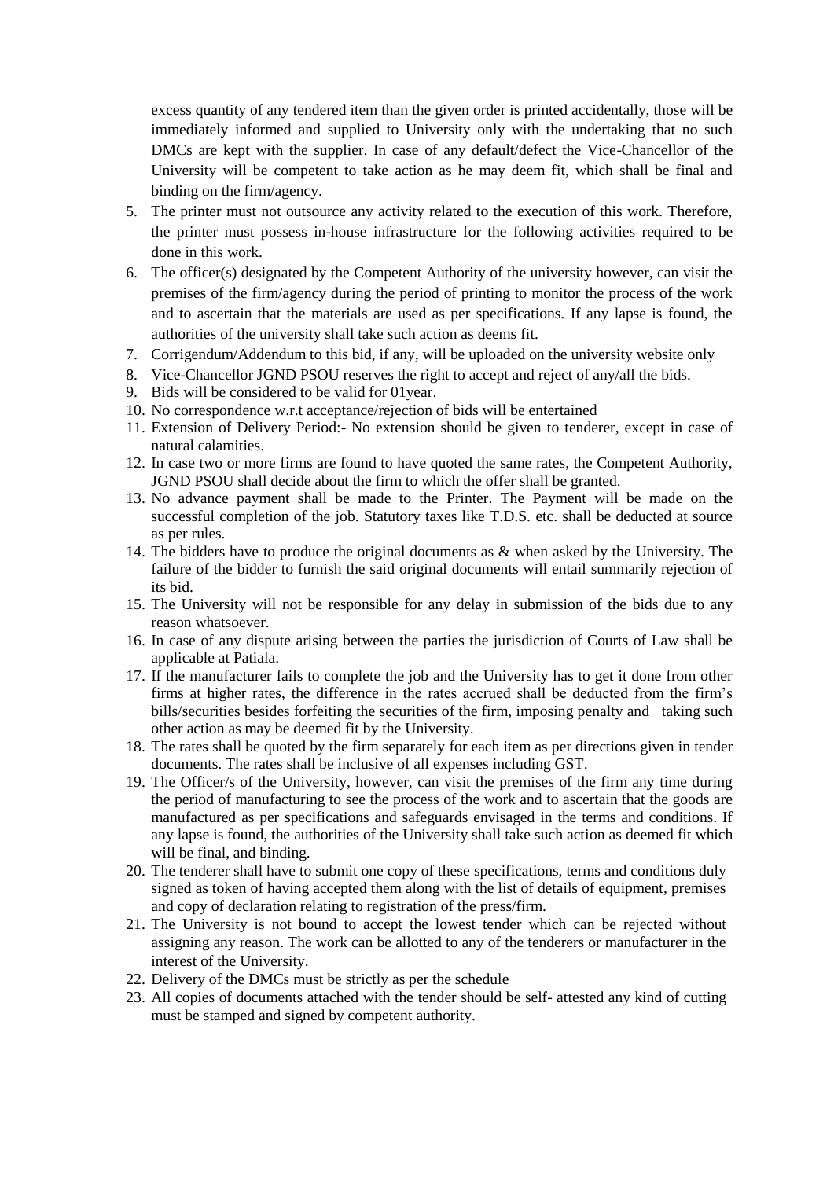excess quantity of any tendered item than the given order is printed accidentally, those will be immediately informed and supplied to University only with the undertaking that no such DMCs are kept with the supplier. In case of any default/defect the Vice-Chancellor of the University will be competent to take action as he may deem fit, which shall be final and binding on the firm/agency.

5. The printer must not outsource any activity related to the execution of this work. Therefore, the printer must possess in-house infrastructure for the following activities required to be done in this work.
6. The officer(s) designated by the Competent Authority of the university however, can visit the premises of the firm/agency during the period of printing to monitor the process of the work and to ascertain that the materials are used as per specifications. If any lapse is found, the authorities of the university shall take such action as deems fit.
7. Corrigendum/Addendum to this bid, if any, will be uploaded on the university website only
8. Vice-Chancellor JGND PSOU reserves the right to accept and reject of any/all the bids.
9. Bids will be considered to be valid for 01year.
10. No correspondence w.r.t acceptance/rejection of bids will be entertained
11. Extension of Delivery Period:- No extension should be given to tenderer, except in case of natural calamities.
12. In case two or more firms are found to have quoted the same rates, the Competent Authority, JGND PSOU shall decide about the firm to which the offer shall be granted.
13. No advance payment shall be made to the Printer. The Payment will be made on the successful completion of the job. Statutory taxes like T.D.S. etc. shall be deducted at source as per rules.
14. The bidders have to produce the original documents as & when asked by the University. The failure of the bidder to furnish the said original documents will entail summarily rejection of its bid.
15. The University will not be responsible for any delay in submission of the bids due to any reason whatsoever.
16. In case of any dispute arising between the parties the jurisdiction of Courts of Law shall be applicable at Patiala.
17. If the manufacturer fails to complete the job and the University has to get it done from other firms at higher rates, the difference in the rates accrued shall be deducted from the firm's bills/securities besides forfeiting the securities of the firm, imposing penalty and taking such other action as may be deemed fit by the University.
18. The rates shall be quoted by the firm separately for each item as per directions given in tender documents. The rates shall be inclusive of all expenses including GST.
19. The Officer/s of the University, however, can visit the premises of the firm any time during the period of manufacturing to see the process of the work and to ascertain that the goods are manufactured as per specifications and safeguards envisaged in the terms and conditions. If any lapse is found, the authorities of the University shall take such action as deemed fit which will be final, and binding.
20. The tenderer shall have to submit one copy of these specifications, terms and conditions duly signed as token of having accepted them along with the list of details of equipment, premises and copy of declaration relating to registration of the press/firm.
21. The University is not bound to accept the lowest tender which can be rejected without assigning any reason. The work can be allotted to any of the tenderers or manufacturer in the interest of the University.
22. Delivery of the DMCs must be strictly as per the schedule
23. All copies of documents attached with the tender should be self- attested any kind of cutting must be stamped and signed by competent authority.